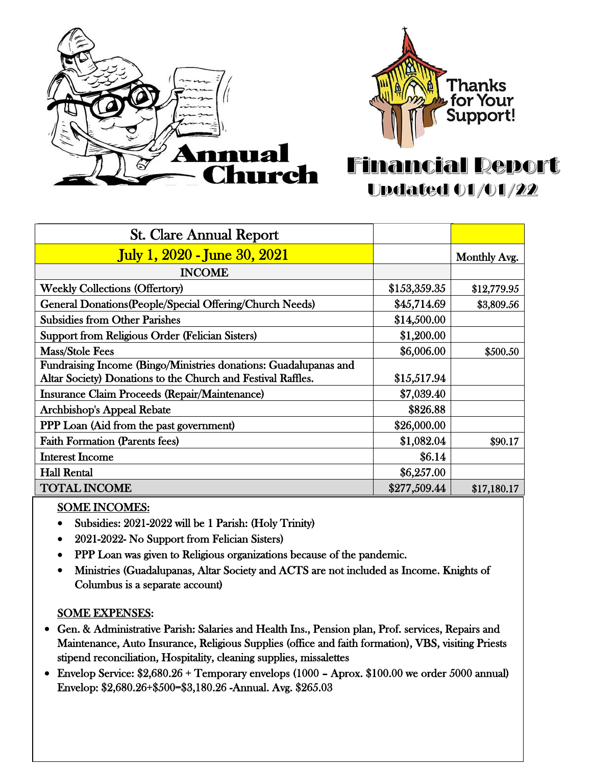# Annual Church Financial Report

Thanks for Your Support!

Updated 01/01/22

| St. Clare Annual Report | | |
|---|---|---|
| July 1, 2020 - June 30, 2021 | | Monthly Avg. |
| INCOME | | |
| Weekly Collections (Offertory) | $153,359.35 | $12,779.95 |
| General Donations(People/Special Offering/Church Needs) | $45,714.69 | $3,809.56 |
| Subsidies from Other Parishes | $14,500.00 | |
| Support from Religious Order (Felician Sisters) | $1,200.00 | |
| Mass/Stole Fees | $6,006.00 | $500.50 |
| Fundraising Income (Bingo/Ministries donations: Guadalupanas and Altar Society) Donations to the Church and Festival Raffles. | $15,517.94 | |
| Insurance Claim Proceeds (Repair/Maintenance) | $7,039.40 | |
| Archbishop's Appeal Rebate | $826.88 | |
| PPP Loan (Aid from the past government) | $26,000.00 | |
| Faith Formation (Parents fees) | $1,082.04 | $90.17 |
| Interest Income | $6.14 | |
| Hall Rental | $6,257.00 | |
| TOTAL INCOME | $277,509.44 | $17,180.17 |

SOME INCOMES:

- Subsidies: 2021-2022 will be 1 Parish: (Holy Trinity)
- 2021-2022- No Support from Felician Sisters)
- PPP Loan was given to Religious organizations because of the pandemic.
- Ministries (Guadalupanas, Altar Society and ACTS are not included as Income. Knights of Columbus is a separate account)

SOME EXPENSES:

- Gen. & Administrative Parish: Salaries and Health Ins., Pension plan, Prof. services, Repairs and Maintenance, Auto Insurance, Religious Supplies (office and faith formation), VBS, visiting Priests stipend reconciliation, Hospitality, cleaning supplies, missalettes
- Envelop Service: $2,680.26 + Temporary envelops (1000 – Aprox. $100.00 we order 5000 annual) Envelop: $2,680.26+$500=$3,180.26 -Annual. Avg. $265.03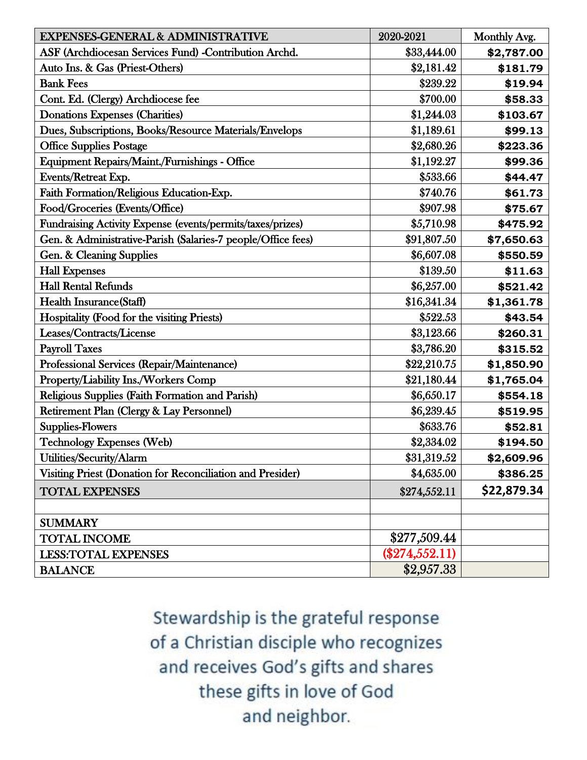| EXPENSES-GENERAL & ADMINISTRATIVE | 2020-2021 | Monthly Avg. |
|---|---|---|
| ASF (Archdiocesan Services Fund) -Contribution Archd. | $33,444.00 | **$2,787.00** |
| Auto Ins. & Gas (Priest-Others) | $2,181.42 | **$181.79** |
| Bank Fees | $239.22 | **$19.94** |
| Cont. Ed. (Clergy) Archdiocese fee | $700.00 | **$58.33** |
| Donations Expenses (Charities) | $1,244.03 | **$103.67** |
| Dues, Subscriptions, Books/Resource Materials/Envelops | $1,189.61 | **$99.13** |
| Office Supplies Postage | $2,680.26 | **$223.36** |
| Equipment Repairs/Maint./Furnishings - Office | $1,192.27 | **$99.36** |
| Events/Retreat Exp. | $533.66 | **$44.47** |
| Faith Formation/Religious Education-Exp. | $740.76 | **$61.73** |
| Food/Groceries (Events/Office) | $907.98 | **$75.67** |
| Fundraising Activity Expense (events/permits/taxes/prizes) | $5,710.98 | **$475.92** |
| Gen. & Administrative-Parish (Salaries-7 people/Office fees) | $91,807.50 | **$7,650.63** |
| Gen. & Cleaning Supplies | $6,607.08 | **$550.59** |
| Hall Expenses | $139.50 | **$11.63** |
| Hall Rental Refunds | $6,257.00 | **$521.42** |
| Health Insurance(Staff) | $16,341.34 | **$1,361.78** |
| Hospitality (Food for the visiting Priests) | $522.53 | **$43.54** |
| Leases/Contracts/License | $3,123.66 | **$260.31** |
| Payroll Taxes | $3,786.20 | **$315.52** |
| Professional Services (Repair/Maintenance) | $22,210.75 | **$1,850.90** |
| Property/Liability Ins./Workers Comp | $21,180.44 | **$1,765.04** |
| Religious Supplies (Faith Formation and Parish) | $6,650.17 | **$554.18** |
| Retirement Plan (Clergy & Lay Personnel) | $6,239.45 | **$519.95** |
| Supplies-Flowers | $633.76 | **$52.81** |
| Technology Expenses (Web) | $2,334.02 | **$194.50** |
| Utilities/Security/Alarm | $31,319.52 | **$2,609.96** |
| Visiting Priest (Donation for Reconciliation and Presider) | $4,635.00 | **$386.25** |
| TOTAL EXPENSES | $274,552.11 | **$22,879.34** |
| | | |
| SUMMARY | | |
| TOTAL INCOME | $277,509.44 | |
| LESS:TOTAL EXPENSES | ($274,552.11) | |
| BALANCE | $2,957.33 | |

Stewardship is the grateful response of a Christian disciple who recognizes and receives God's gifts and shares these gifts in love of God and neighbor.